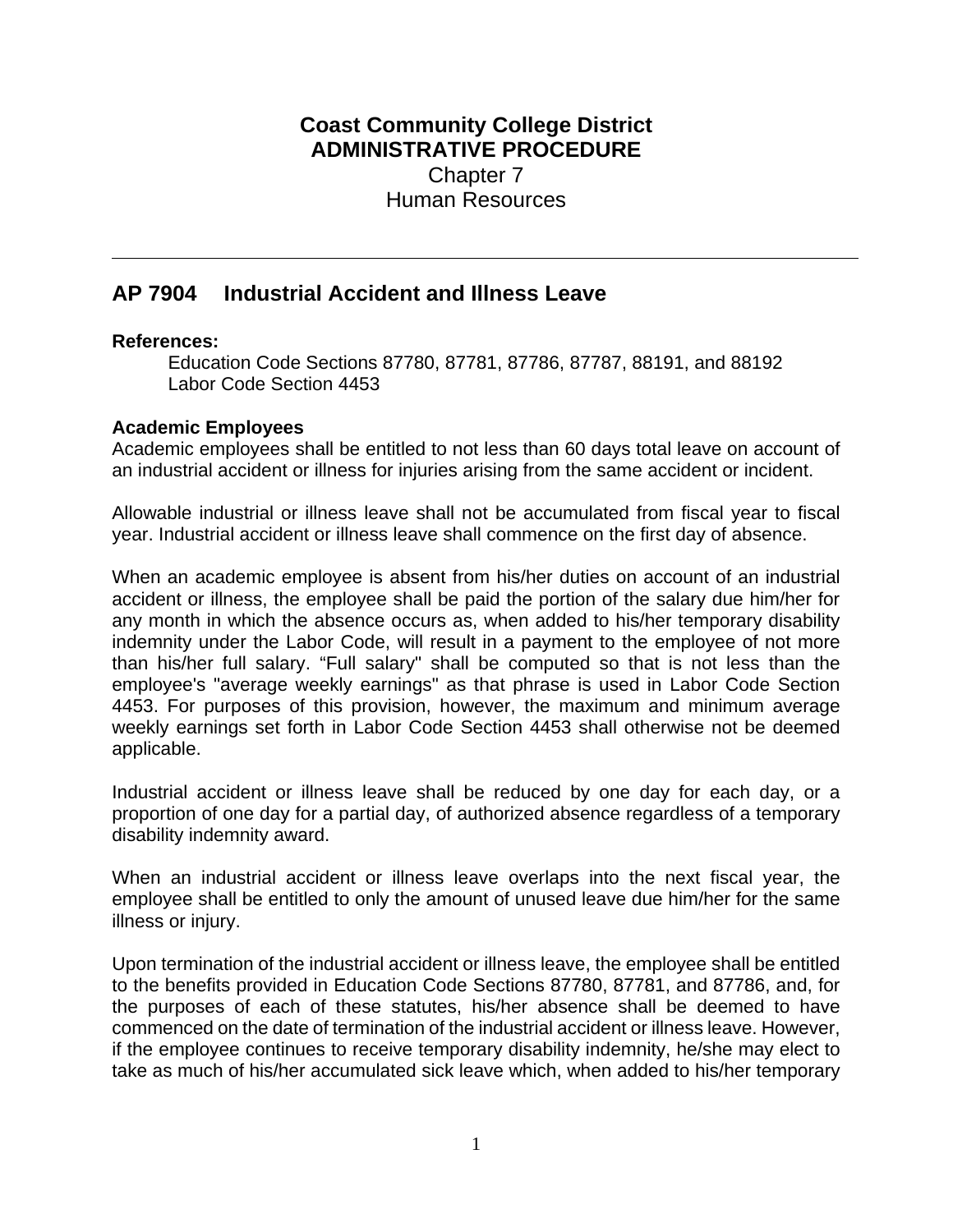# Coast Community College District
## ADMINISTRATIVE PROCEDURE

Chapter 7
Human Resources

---

## AP 7904 Industrial Accident and Illness Leave

**References:**

Education Code Sections 87780, 87781, 87786, 87787, 88191, and 88192
Labor Code Section 4453

**Academic Employees**

Academic employees shall be entitled to not less than 60 days total leave on account of an industrial accident or illness for injuries arising from the same accident or incident.

Allowable industrial or illness leave shall not be accumulated from fiscal year to fiscal year. Industrial accident or illness leave shall commence on the first day of absence.

When an academic employee is absent from his/her duties on account of an industrial accident or illness, the employee shall be paid the portion of the salary due him/her for any month in which the absence occurs as, when added to his/her temporary disability indemnity under the Labor Code, will result in a payment to the employee of not more than his/her full salary. "Full salary" shall be computed so that is not less than the employee's "average weekly earnings" as that phrase is used in Labor Code Section 4453. For purposes of this provision, however, the maximum and minimum average weekly earnings set forth in Labor Code Section 4453 shall otherwise not be deemed applicable.

Industrial accident or illness leave shall be reduced by one day for each day, or a proportion of one day for a partial day, of authorized absence regardless of a temporary disability indemnity award.

When an industrial accident or illness leave overlaps into the next fiscal year, the employee shall be entitled to only the amount of unused leave due him/her for the same illness or injury.

Upon termination of the industrial accident or illness leave, the employee shall be entitled to the benefits provided in Education Code Sections 87780, 87781, and 87786, and, for the purposes of each of these statutes, his/her absence shall be deemed to have commenced on the date of termination of the industrial accident or illness leave. However, if the employee continues to receive temporary disability indemnity, he/she may elect to take as much of his/her accumulated sick leave which, when added to his/her temporary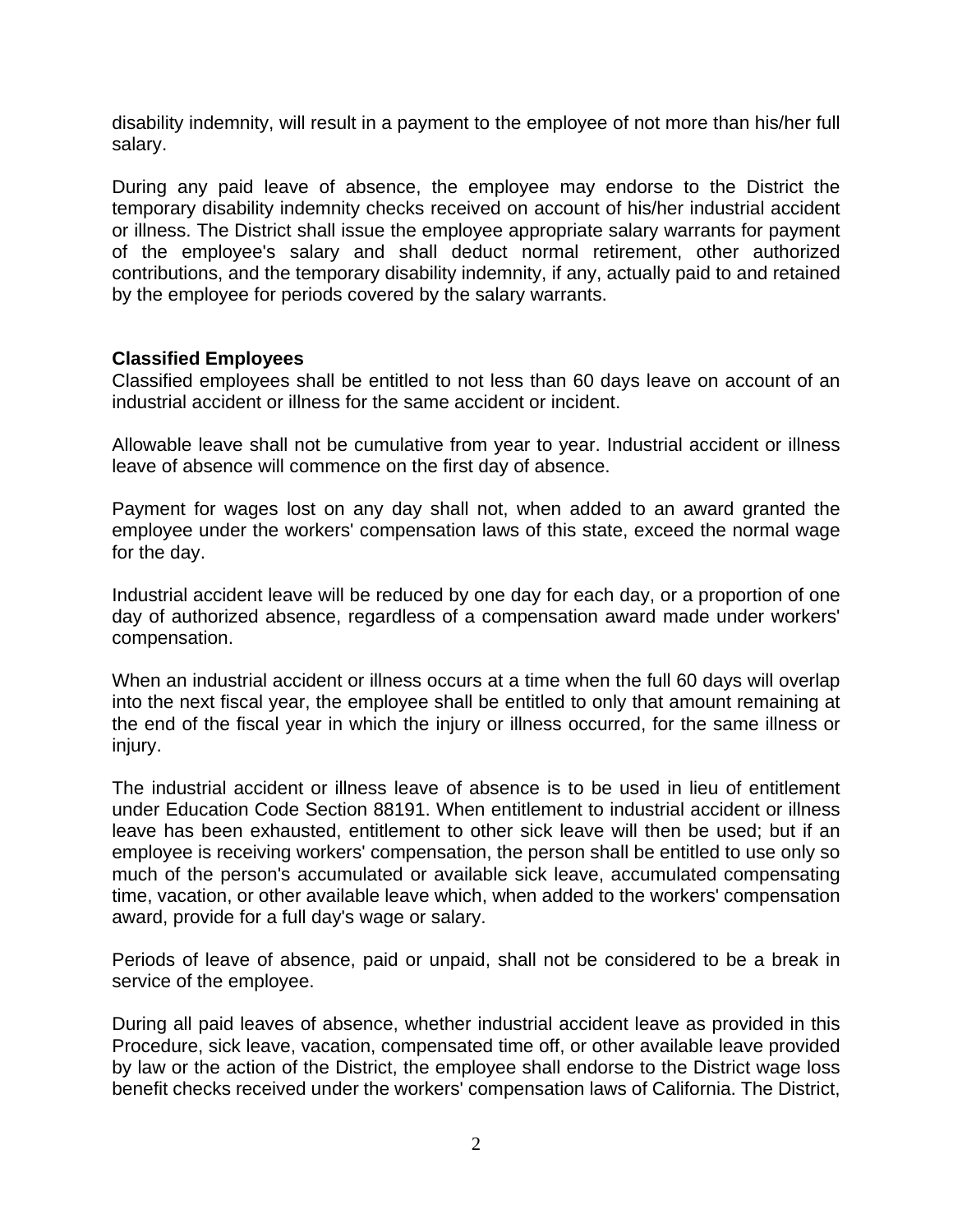disability indemnity, will result in a payment to the employee of not more than his/her full salary.

During any paid leave of absence, the employee may endorse to the District the temporary disability indemnity checks received on account of his/her industrial accident or illness. The District shall issue the employee appropriate salary warrants for payment of the employee's salary and shall deduct normal retirement, other authorized contributions, and the temporary disability indemnity, if any, actually paid to and retained by the employee for periods covered by the salary warrants.

**Classified Employees**

Classified employees shall be entitled to not less than 60 days leave on account of an industrial accident or illness for the same accident or incident.

Allowable leave shall not be cumulative from year to year. Industrial accident or illness leave of absence will commence on the first day of absence.

Payment for wages lost on any day shall not, when added to an award granted the employee under the workers' compensation laws of this state, exceed the normal wage for the day.

Industrial accident leave will be reduced by one day for each day, or a proportion of one day of authorized absence, regardless of a compensation award made under workers' compensation.

When an industrial accident or illness occurs at a time when the full 60 days will overlap into the next fiscal year, the employee shall be entitled to only that amount remaining at the end of the fiscal year in which the injury or illness occurred, for the same illness or injury.

The industrial accident or illness leave of absence is to be used in lieu of entitlement under Education Code Section 88191. When entitlement to industrial accident or illness leave has been exhausted, entitlement to other sick leave will then be used; but if an employee is receiving workers' compensation, the person shall be entitled to use only so much of the person's accumulated or available sick leave, accumulated compensating time, vacation, or other available leave which, when added to the workers' compensation award, provide for a full day's wage or salary.

Periods of leave of absence, paid or unpaid, shall not be considered to be a break in service of the employee.

During all paid leaves of absence, whether industrial accident leave as provided in this Procedure, sick leave, vacation, compensated time off, or other available leave provided by law or the action of the District, the employee shall endorse to the District wage loss benefit checks received under the workers' compensation laws of California. The District,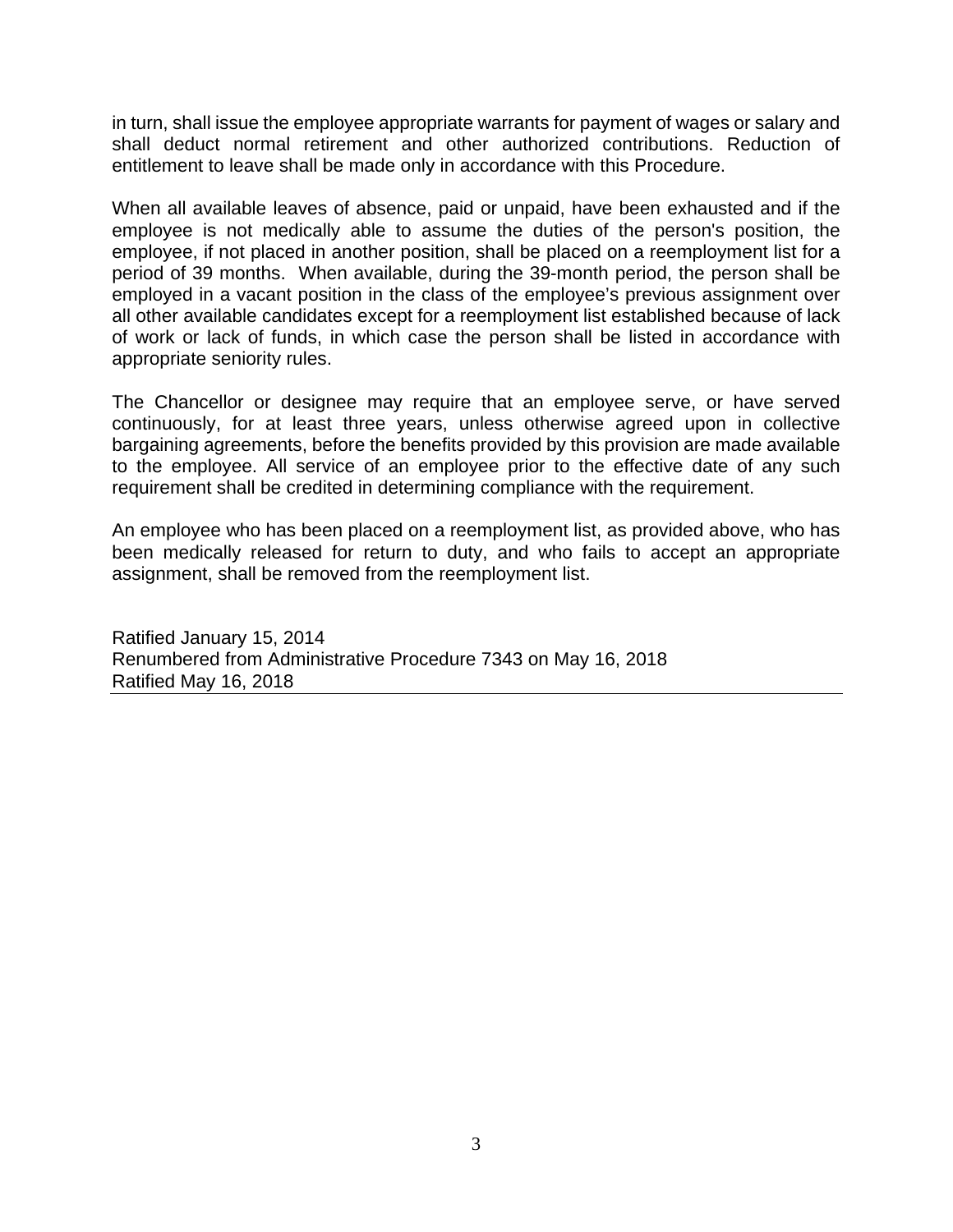in turn, shall issue the employee appropriate warrants for payment of wages or salary and shall deduct normal retirement and other authorized contributions. Reduction of entitlement to leave shall be made only in accordance with this Procedure.

When all available leaves of absence, paid or unpaid, have been exhausted and if the employee is not medically able to assume the duties of the person's position, the employee, if not placed in another position, shall be placed on a reemployment list for a period of 39 months. When available, during the 39-month period, the person shall be employed in a vacant position in the class of the employee's previous assignment over all other available candidates except for a reemployment list established because of lack of work or lack of funds, in which case the person shall be listed in accordance with appropriate seniority rules.

The Chancellor or designee may require that an employee serve, or have served continuously, for at least three years, unless otherwise agreed upon in collective bargaining agreements, before the benefits provided by this provision are made available to the employee. All service of an employee prior to the effective date of any such requirement shall be credited in determining compliance with the requirement.

An employee who has been placed on a reemployment list, as provided above, who has been medically released for return to duty, and who fails to accept an appropriate assignment, shall be removed from the reemployment list.

Ratified January 15, 2014
Renumbered from Administrative Procedure 7343 on May 16, 2018
Ratified May 16, 2018